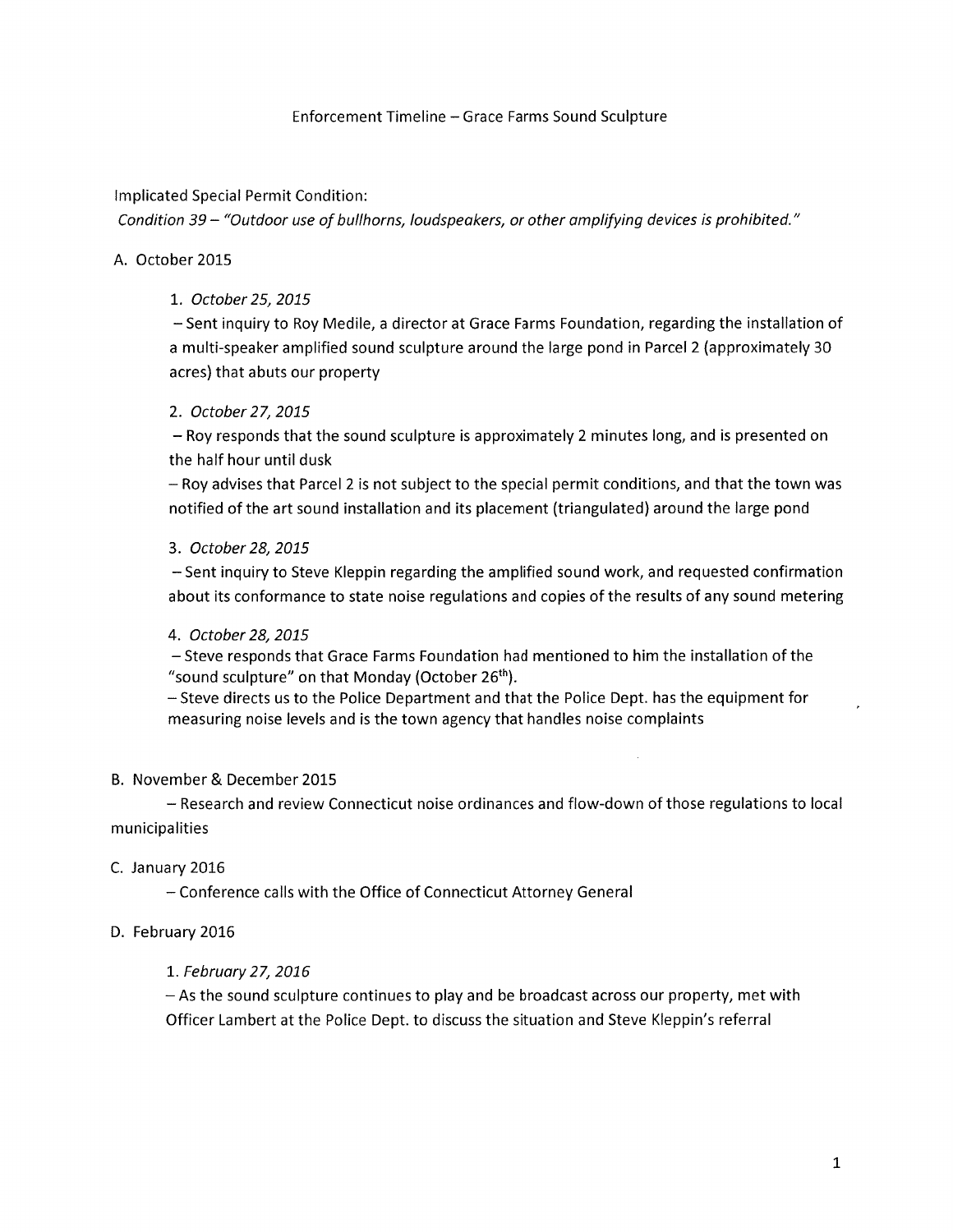# Enforcement Timeline – Grace Farms Sound Sculpture

Implicated Special Permit Condition:
*Condition 39 – "Outdoor use of bullhorns, loudspeakers, or other amplifying devices is prohibited."*

A. October 2015

1. *October 25, 2015*
   – Sent inquiry to Roy Medile, a director at Grace Farms Foundation, regarding the installation of a multi-speaker amplified sound sculpture around the large pond in Parcel 2 (approximately 30 acres) that abuts our property

2. *October 27, 2015*
   – Roy responds that the sound sculpture is approximately 2 minutes long, and is presented on the half hour until dusk
   – Roy advises that Parcel 2 is not subject to the special permit conditions, and that the town was notified of the art sound installation and its placement (triangulated) around the large pond

3. *October 28, 2015*
   – Sent inquiry to Steve Kleppin regarding the amplified sound work, and requested confirmation about its conformance to state noise regulations and copies of the results of any sound metering

4. *October 28, 2015*
   – Steve responds that Grace Farms Foundation had mentioned to him the installation of the "sound sculpture" on that Monday (October 26th).
   – Steve directs us to the Police Department and that the Police Dept. has the equipment for measuring noise levels and is the town agency that handles noise complaints

B. November & December 2015

– Research and review Connecticut noise ordinances and flow-down of those regulations to local municipalities

C. January 2016

– Conference calls with the Office of Connecticut Attorney General

D. February 2016

1. *February 27, 2016*
   – As the sound sculpture continues to play and be broadcast across our property, met with Officer Lambert at the Police Dept. to discuss the situation and Steve Kleppin's referral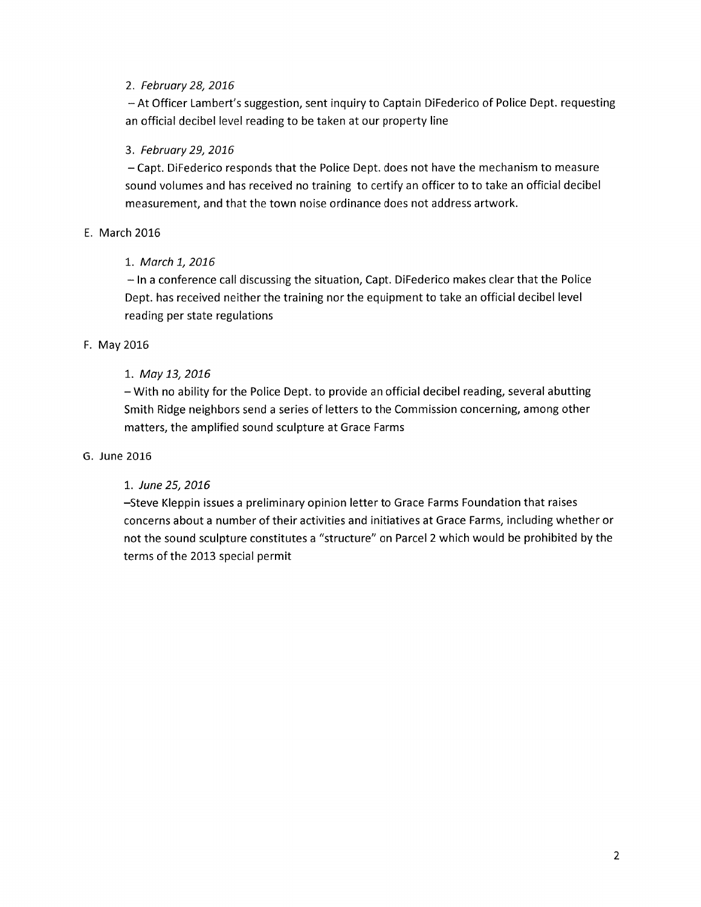2. *February 28, 2016*

– At Officer Lambert's suggestion, sent inquiry to Captain DiFederico of Police Dept. requesting an official decibel level reading to be taken at our property line

3. *February 29, 2016*

– Capt. DiFederico responds that the Police Dept. does not have the mechanism to measure sound volumes and has received no training to certify an officer to to take an official decibel measurement, and that the town noise ordinance does not address artwork.

E. March 2016

1. *March 1, 2016*

– In a conference call discussing the situation, Capt. DiFederico makes clear that the Police Dept. has received neither the training nor the equipment to take an official decibel level reading per state regulations

F. May 2016

1. *May 13, 2016*

– With no ability for the Police Dept. to provide an official decibel reading, several abutting Smith Ridge neighbors send a series of letters to the Commission concerning, among other matters, the amplified sound sculpture at Grace Farms

G. June 2016

1. *June 25, 2016*

–Steve Kleppin issues a preliminary opinion letter to Grace Farms Foundation that raises concerns about a number of their activities and initiatives at Grace Farms, including whether or not the sound sculpture constitutes a "structure" on Parcel 2 which would be prohibited by the terms of the 2013 special permit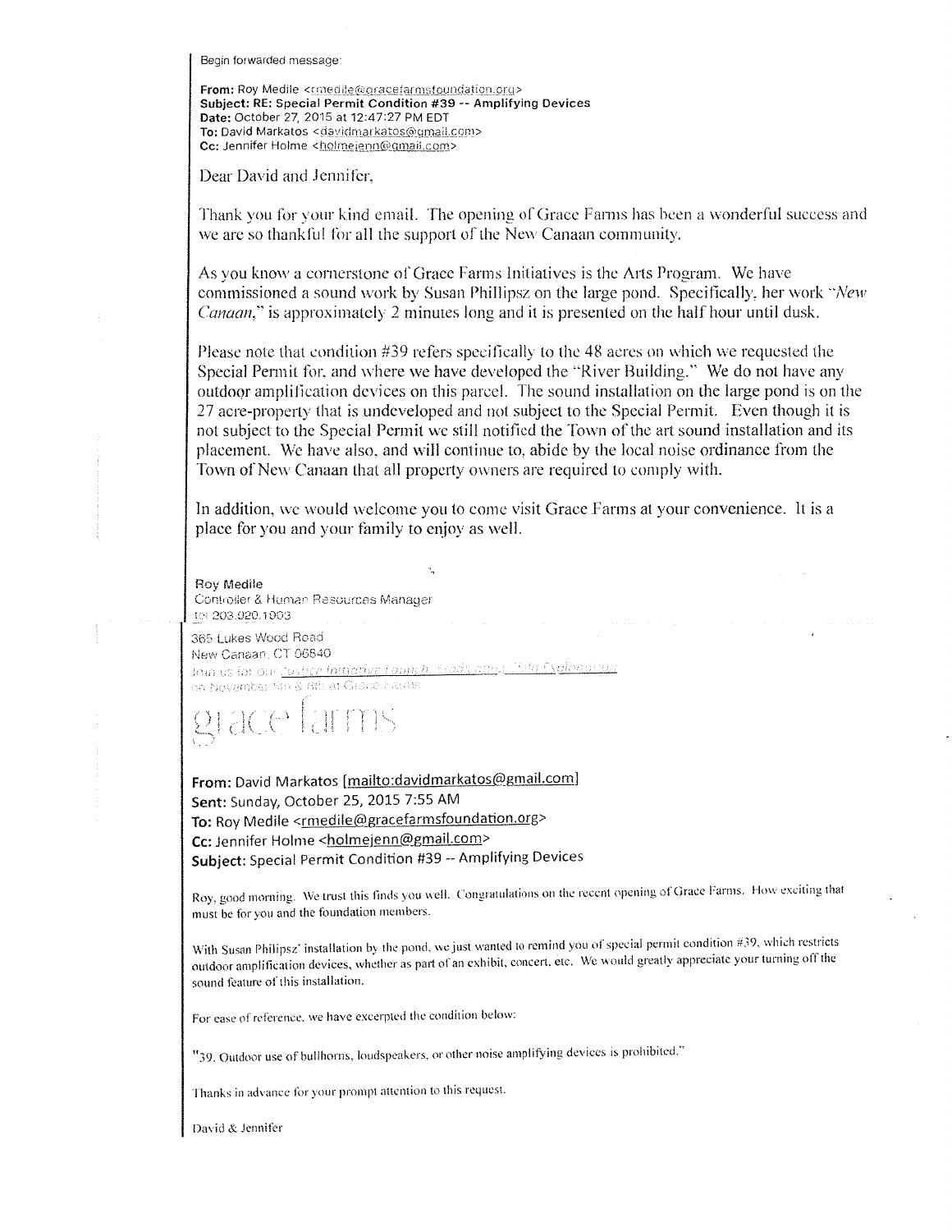Begin forwarded message:

**From:** Roy Medile <rmedile@gracefarmsfoundation.org>
**Subject: RE: Special Permit Condition #39 -- Amplifying Devices**
**Date:** October 27, 2015 at 12:47:27 PM EDT
**To:** David Markatos <davidmarkatos@gmail.com>
**Cc:** Jennifer Holme <holmejenn@gmail.com>

Dear David and Jennifer,

Thank you for your kind email. The opening of Grace Farms has been a wonderful success and we are so thankful for all the support of the New Canaan community.

As you know a cornerstone of Grace Farms Initiatives is the Arts Program. We have commissioned a sound work by Susan Phillipsz on the large pond. Specifically, her work "*New Canaan*," is approximately 2 minutes long and it is presented on the half hour until dusk.

Please note that condition #39 refers specifically to the 48 acres on which we requested the Special Permit for, and where we have developed the "River Building." We do not have any outdoor amplification devices on this parcel. The sound installation on the large pond is on the 27 acre-property that is undeveloped and not subject to the Special Permit. Even though it is not subject to the Special Permit we still notified the Town of the art sound installation and its placement. We have also, and will continue to, abide by the local noise ordinance from the Town of New Canaan that all property owners are required to comply with.

In addition, we would welcome you to come visit Grace Farms at your convenience. It is a place for you and your family to enjoy as well.

Roy Medile
Controller & Human Resources Manager
tel 203.920.1903

365 Lukes Wood Road
New Canaan, CT 06840
Join us for our Justice Initiative Launch, Broadcast, Film Exploration on November 5th & 6th at Grace Farms

grace farms

**From:** David Markatos [mailto:davidmarkatos@gmail.com]
**Sent:** Sunday, October 25, 2015 7:55 AM
**To:** Roy Medile <rmedile@gracefarmsfoundation.org>
**Cc:** Jennifer Holme <holmejenn@gmail.com>
**Subject:** Special Permit Condition #39 -- Amplifying Devices

Roy, good morning. We trust this finds you well. Congratulations on the recent opening of Grace Farms. How exciting that must be for you and the foundation members.

With Susan Philipsz' installation by the pond, we just wanted to remind you of special permit condition #39, which restricts outdoor amplification devices, whether as part of an exhibit, concert, etc. We would greatly appreciate your turning off the sound feature of this installation.

For ease of reference, we have excerpted the condition below:

"39. Outdoor use of bullhorns, loudspeakers, or other noise amplifying devices is prohibited."

Thanks in advance for your prompt attention to this request.

David & Jennifer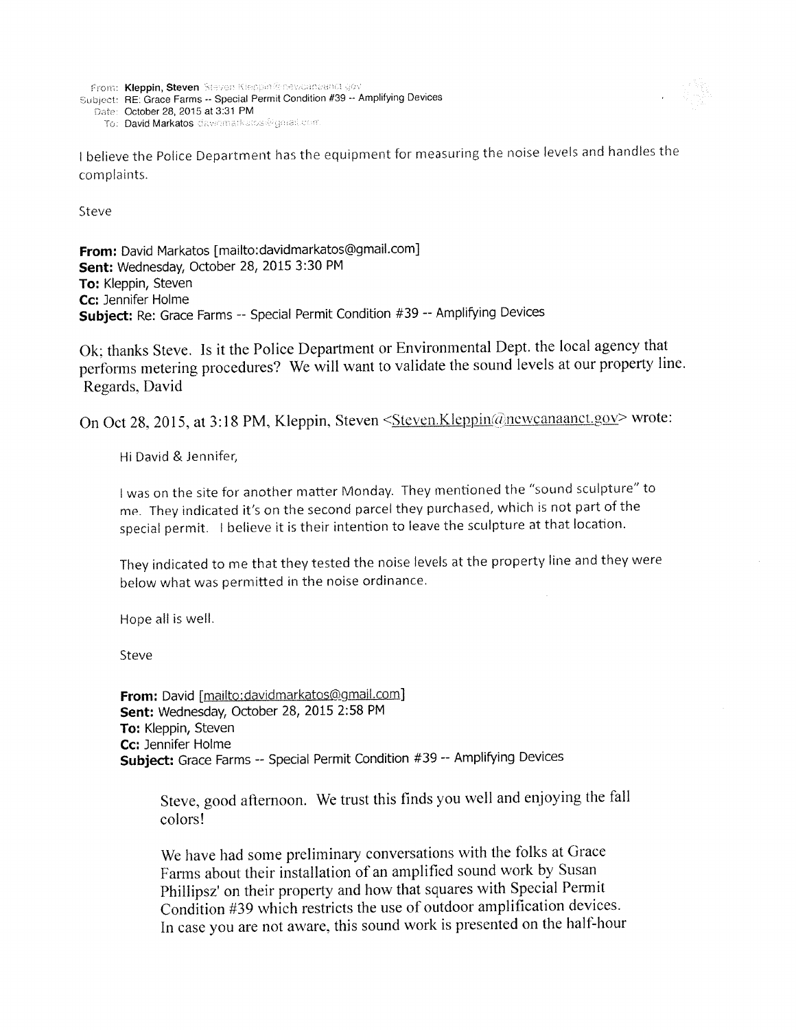**From:** Kleppin, Steven Steven.Kleppin@newcanaanct.gov
**Subject:** RE: Grace Farms -- Special Permit Condition #39 -- Amplifying Devices
**Date:** October 28, 2015 at 3:31 PM
**To:** David Markatos davidmarkatos@gmail.com

I believe the Police Department has the equipment for measuring the noise levels and handles the complaints.

Steve

**From:** David Markatos [mailto:davidmarkatos@gmail.com]
**Sent:** Wednesday, October 28, 2015 3:30 PM
**To:** Kleppin, Steven
**Cc:** Jennifer Holme
**Subject:** Re: Grace Farms -- Special Permit Condition #39 -- Amplifying Devices

Ok; thanks Steve. Is it the Police Department or Environmental Dept. the local agency that performs metering procedures? We will want to validate the sound levels at our property line.
Regards, David

On Oct 28, 2015, at 3:18 PM, Kleppin, Steven <Steven.Kleppin@newcanaanct.gov> wrote:

> Hi David & Jennifer,
>
> I was on the site for another matter Monday. They mentioned the "sound sculpture" to me. They indicated it's on the second parcel they purchased, which is not part of the special permit. I believe it is their intention to leave the sculpture at that location.
>
> They indicated to me that they tested the noise levels at the property line and they were below what was permitted in the noise ordinance.
>
> Hope all is well.
>
> Steve
>
> **From:** David [mailto:davidmarkatos@gmail.com]
> **Sent:** Wednesday, October 28, 2015 2:58 PM
> **To:** Kleppin, Steven
> **Cc:** Jennifer Holme
> **Subject:** Grace Farms -- Special Permit Condition #39 -- Amplifying Devices
>
> > Steve, good afternoon. We trust this finds you well and enjoying the fall colors!
> >
> > We have had some preliminary conversations with the folks at Grace Farms about their installation of an amplified sound work by Susan Phillipsz' on their property and how that squares with Special Permit Condition #39 which restricts the use of outdoor amplification devices. In case you are not aware, this sound work is presented on the half-hour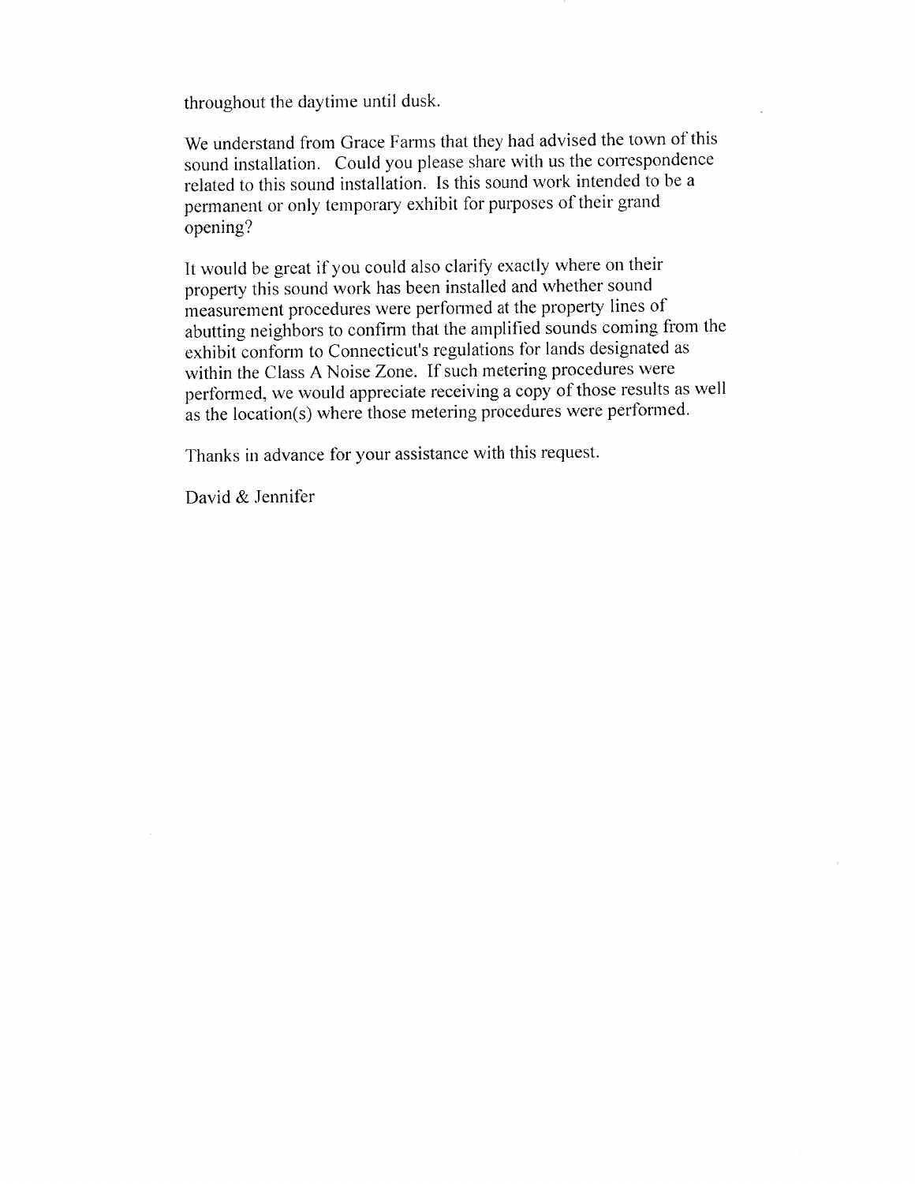throughout the daytime until dusk.

We understand from Grace Farms that they had advised the town of this sound installation. Could you please share with us the correspondence related to this sound installation. Is this sound work intended to be a permanent or only temporary exhibit for purposes of their grand opening?

It would be great if you could also clarify exactly where on their property this sound work has been installed and whether sound measurement procedures were performed at the property lines of abutting neighbors to confirm that the amplified sounds coming from the exhibit conform to Connecticut's regulations for lands designated as within the Class A Noise Zone. If such metering procedures were performed, we would appreciate receiving a copy of those results as well as the location(s) where those metering procedures were performed.

Thanks in advance for your assistance with this request.

David & Jennifer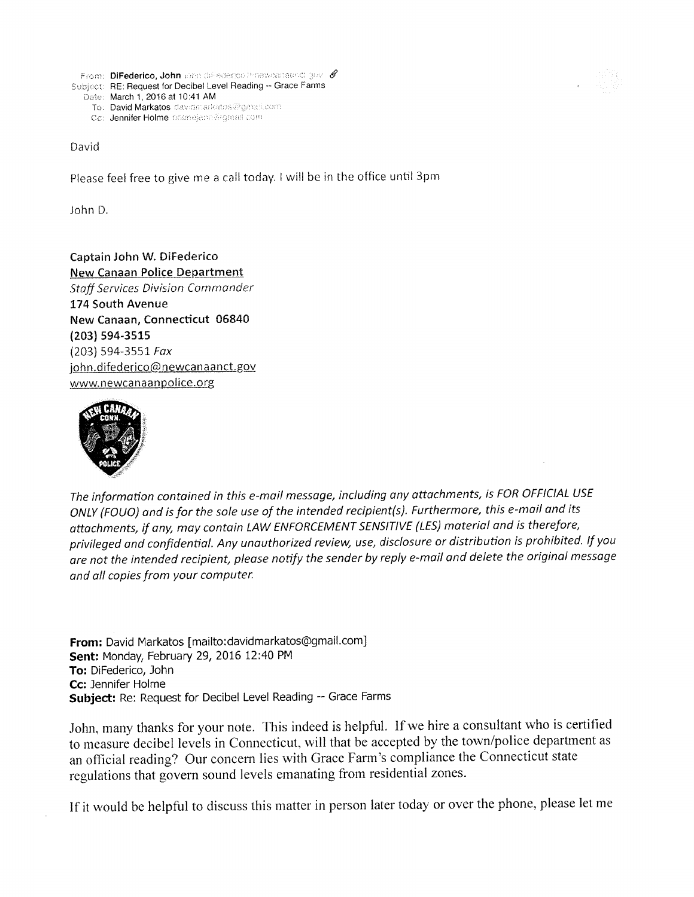**From:** DiFederico, John john.difederico@newcanaanct.gov
**Subject:** RE: Request for Decibel Level Reading -- Grace Farms
**Date:** March 1, 2016 at 10:41 AM
**To:** David Markatos davidmarkatos@gmail.com
**Cc:** Jennifer Holme holmejenn@gmail.com

David

Please feel free to give me a call today. I will be in the office until 3pm

John D.

**Captain John W. DiFederico**
**New Canaan Police Department**
*Staff Services Division Commander*
**174 South Avenue**
**New Canaan, Connecticut 06840**
**(203) 594-3515**
(203) 594-3551 *Fax*
john.difederico@newcanaanct.gov
www.newcanaanpolice.org

*The information contained in this e-mail message, including any attachments, is FOR OFFICIAL USE ONLY (FOUO) and is for the sole use of the intended recipient(s). Furthermore, this e-mail and its attachments, if any, may contain LAW ENFORCEMENT SENSITIVE (LES) material and is therefore, privileged and confidential. Any unauthorized review, use, disclosure or distribution is prohibited. If you are not the intended recipient, please notify the sender by reply e-mail and delete the original message and all copies from your computer.*

**From:** David Markatos [mailto:davidmarkatos@gmail.com]
**Sent:** Monday, February 29, 2016 12:40 PM
**To:** DiFederico, John
**Cc:** Jennifer Holme
**Subject:** Re: Request for Decibel Level Reading -- Grace Farms

John, many thanks for your note. This indeed is helpful. If we hire a consultant who is certified to measure decibel levels in Connecticut, will that be accepted by the town/police department as an official reading? Our concern lies with Grace Farm's compliance the Connecticut state regulations that govern sound levels emanating from residential zones.

If it would be helpful to discuss this matter in person later today or over the phone, please let me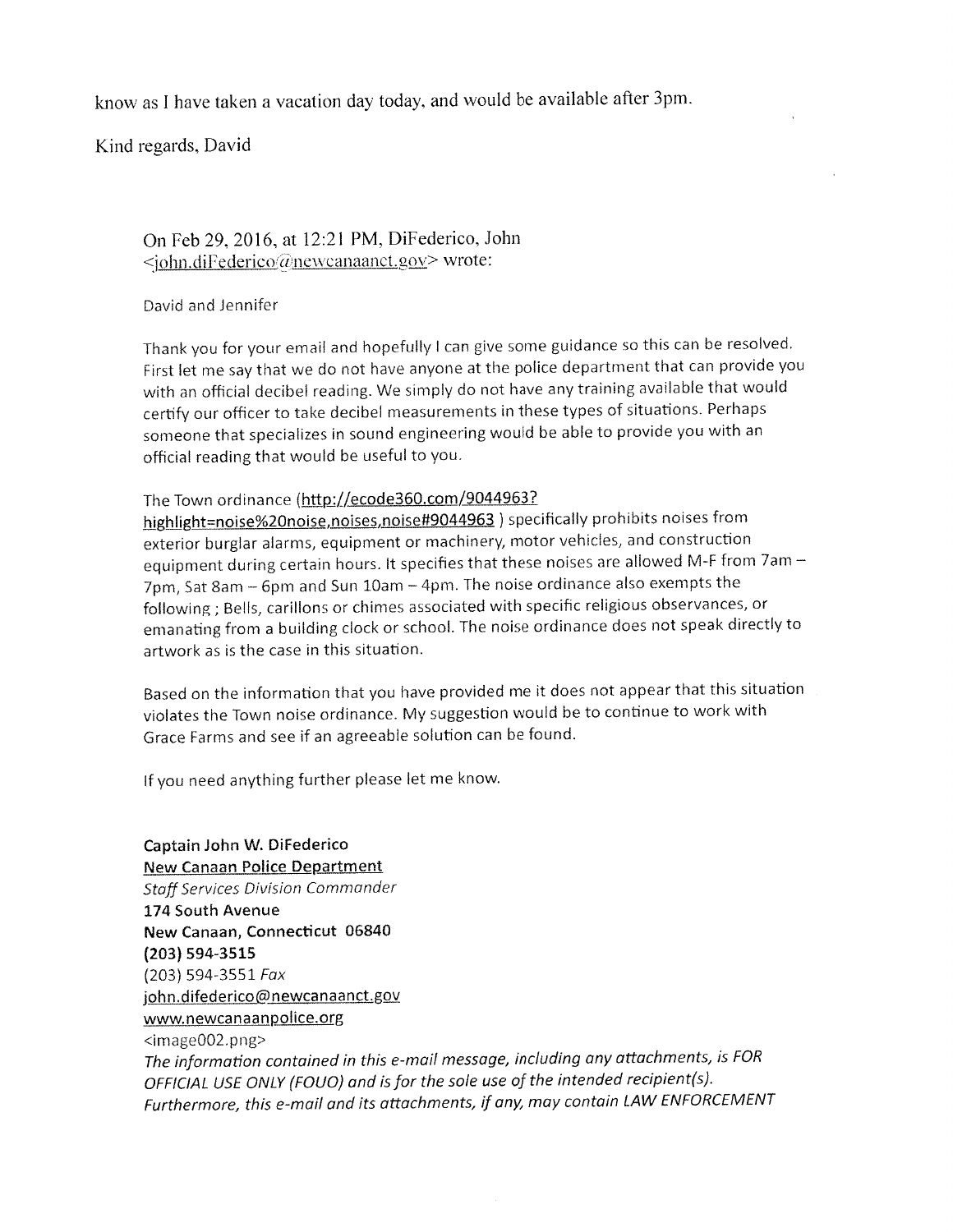know as I have taken a vacation day today, and would be available after 3pm.

Kind regards, David

On Feb 29, 2016, at 12:21 PM, DiFederico, John <john.diFederico@newcanaanct.gov> wrote:

David and Jennifer

Thank you for your email and hopefully I can give some guidance so this can be resolved. First let me say that we do not have anyone at the police department that can provide you with an official decibel reading. We simply do not have any training available that would certify our officer to take decibel measurements in these types of situations. Perhaps someone that specializes in sound engineering would be able to provide you with an official reading that would be useful to you.

The Town ordinance (http://ecode360.com/9044963?highlight=noise%20noise,noises,noise#9044963 ) specifically prohibits noises from exterior burglar alarms, equipment or machinery, motor vehicles, and construction equipment during certain hours. It specifies that these noises are allowed M-F from 7am – 7pm, Sat 8am – 6pm and Sun 10am – 4pm. The noise ordinance also exempts the following ; Bells, carillons or chimes associated with specific religious observances, or emanating from a building clock or school. The noise ordinance does not speak directly to artwork as is the case in this situation.

Based on the information that you have provided me it does not appear that this situation violates the Town noise ordinance. My suggestion would be to continue to work with Grace Farms and see if an agreeable solution can be found.

If you need anything further please let me know.

**Captain John W. DiFederico**
**New Canaan Police Department**
*Staff Services Division Commander*
**174 South Avenue**
**New Canaan, Connecticut 06840**
**(203) 594-3515**
(203) 594-3551 *Fax*
john.difederico@newcanaanct.gov
www.newcanaanpolice.org
<image002.png>
*The information contained in this e-mail message, including any attachments, is FOR OFFICIAL USE ONLY (FOUO) and is for the sole use of the intended recipient(s). Furthermore, this e-mail and its attachments, if any, may contain LAW ENFORCEMENT*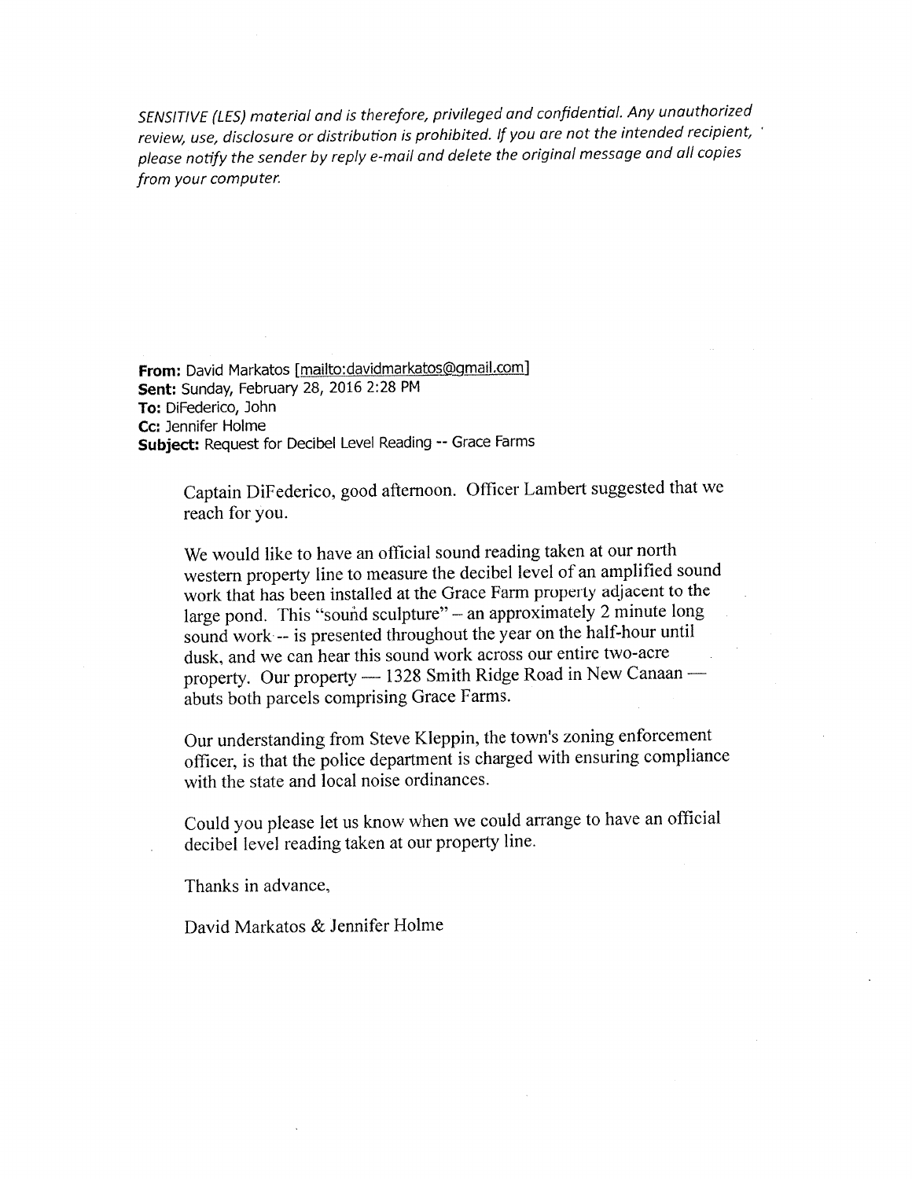*SENSITIVE (LES) material and is therefore, privileged and confidential. Any unauthorized review, use, disclosure or distribution is prohibited. If you are not the intended recipient, please notify the sender by reply e-mail and delete the original message and all copies from your computer.*

**From:** David Markatos [mailto:davidmarkatos@gmail.com]
**Sent:** Sunday, February 28, 2016 2:28 PM
**To:** DiFederico, John
**Cc:** Jennifer Holme
**Subject:** Request for Decibel Level Reading -- Grace Farms

Captain DiFederico, good afternoon. Officer Lambert suggested that we reach for you.

We would like to have an official sound reading taken at our north western property line to measure the decibel level of an amplified sound work that has been installed at the Grace Farm property adjacent to the large pond. This "sound sculpture" – an approximately 2 minute long sound work -- is presented throughout the year on the half-hour until dusk, and we can hear this sound work across our entire two-acre property. Our property — 1328 Smith Ridge Road in New Canaan — abuts both parcels comprising Grace Farms.

Our understanding from Steve Kleppin, the town's zoning enforcement officer, is that the police department is charged with ensuring compliance with the state and local noise ordinances.

Could you please let us know when we could arrange to have an official decibel level reading taken at our property line.

Thanks in advance,

David Markatos & Jennifer Holme